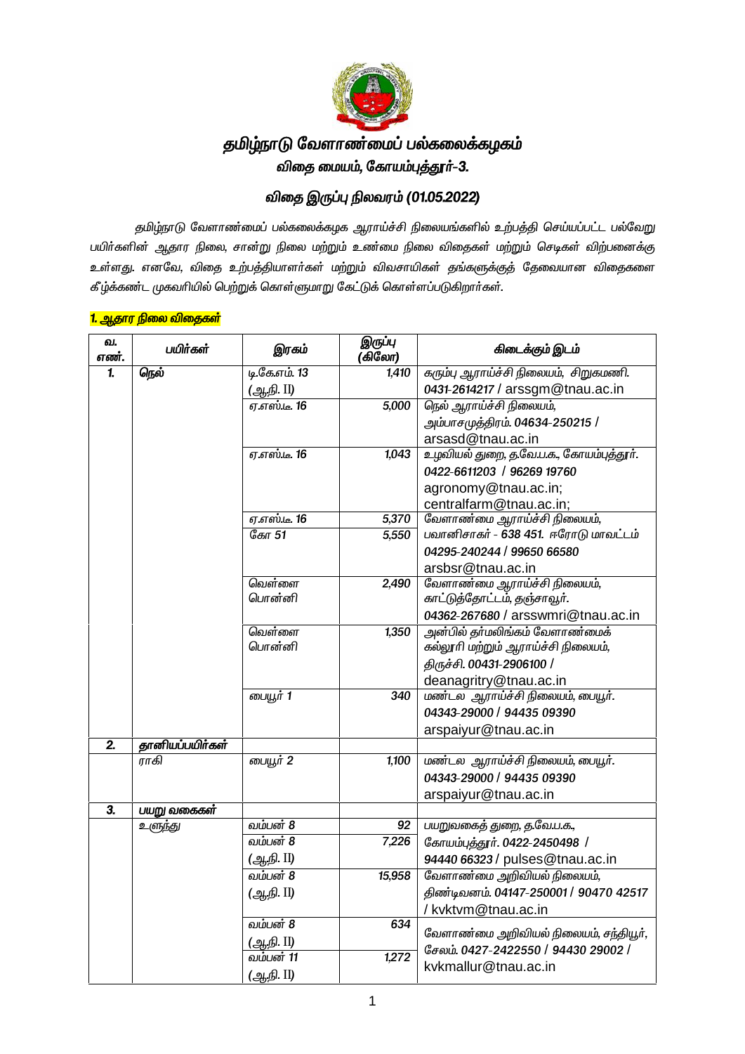# தமிழ்நாடு வேளாண்மைப் பல்கலைக்கழகம்

## விதை மையம், கோயம்புத்தூர்-3.

## விதை இருப்பு நிலவரம் (01.05.2022)

தமிழ்நாடு வேளாண்மைப் பல்கலைக்கழக ஆராய்ச்சி நிலையங்களில் உற்பத்தி செய்யப்பட்ட பல்வேறு பயிர்களின் ஆதார நிலை, சான்று நிலை மற்றும் உண்மை நிலை விதைகள் மற்றும் செடிகள் விற்பனைக்கு உள்ளது. எனவே, விதை உற்பத்தியாளர்கள் மற்றும் விவசாயிகள் தங்களுக்குத் தேவையான விதைகளை கீழ்க்கண்ட முகவரியில் பெற்றுக் கொள்ளுமாறு கேட்டுக் கொள்ளப்படுகிறார்கள்.

### 1. ஆதார நிலை விதைகள்

| வ. எண். | பயிர்கள் | இரகம் | இருப்பு (கிலோ) | கிடைக்கும் இடம் |
|---|---|---|---|---|
| 1. | நெல் | டி.கே.எம். 13 (ஆ.நி. II) | 1,410 | கரும்பு ஆராய்ச்சி நிலையம், சிறுகமணி. 0431-2614217 / arssgm@tnau.ac.in |
| | | ஏ.எஸ்.டீ. 16 | 5,000 | நெல் ஆராய்ச்சி நிலையம், அம்பாசமுத்திரம். 04634-250215 / arsasd@tnau.ac.in |
| | | ஏ.எஸ்.டீ. 16 | 1,043 | உழவியல் துறை, த.வே.ப.க., கோயம்புத்தூர். 0422-6611203 / 96269 19760 agronomy@tnau.ac.in; centralfarm@tnau.ac.in; |
| | | ஏ.எஸ்.டீ. 16 | 5,370 | வேளாண்மை ஆராய்ச்சி நிலையம், பவானிசாகர் - 638 451. ஈரோடு மாவட்டம் 04295-240244 / 99650 66580 arsbsr@tnau.ac.in |
| | | கோ 51 | 5,550 | |
| | | வெள்ளை பொன்னி | 2,490 | வேளாண்மை ஆராய்ச்சி நிலையம், காட்டுத்தோட்டம், தஞ்சாவூர். 04362-267680 / arsswmri@tnau.ac.in |
| | | வெள்ளை பொன்னி | 1,350 | அன்பில் தர்மலிங்கம் வேளாண்மைக் கல்லூரி மற்றும் ஆராய்ச்சி நிலையம், திருச்சி. 00431-2906100 / deanagritry@tnau.ac.in |
| | | பையூர் 1 | 340 | மண்டல ஆராய்ச்சி நிலையம், பையூர். 04343-29000 / 94435 09390 arspaiyur@tnau.ac.in |
| 2. | தானியப்பயிர்கள் | | | |
| | ராகி | பையூர் 2 | 1,100 | மண்டல ஆராய்ச்சி நிலையம், பையூர். 04343-29000 / 94435 09390 arspaiyur@tnau.ac.in |
| 3. | பயறு வகைகள் | | | |
| | உளுந்து | வம்பன் 8 | 92 | பயறுவகைத் துறை, த.வே.ப.க., கோயம்புத்தூர். 0422-2450498 / 94440 66323 / pulses@tnau.ac.in |
| | | வம்பன் 8 (ஆ.நி. II) | 7,226 | |
| | | வம்பன் 8 (ஆ.நி. II) | 15,958 | வேளாண்மை அறிவியல் நிலையம், திண்டிவனம். 04147-250001 / 90470 42517 / kvktvm@tnau.ac.in |
| | | வம்பன் 8 (ஆ.நி. II) | 634 | வேளாண்மை அறிவியல் நிலையம், சந்தியூர், சேலம். 0427-2422550 / 94430 29002 / kvkmallur@tnau.ac.in |
| | | வம்பன் 11 (ஆ.நி. II) | 1,272 | |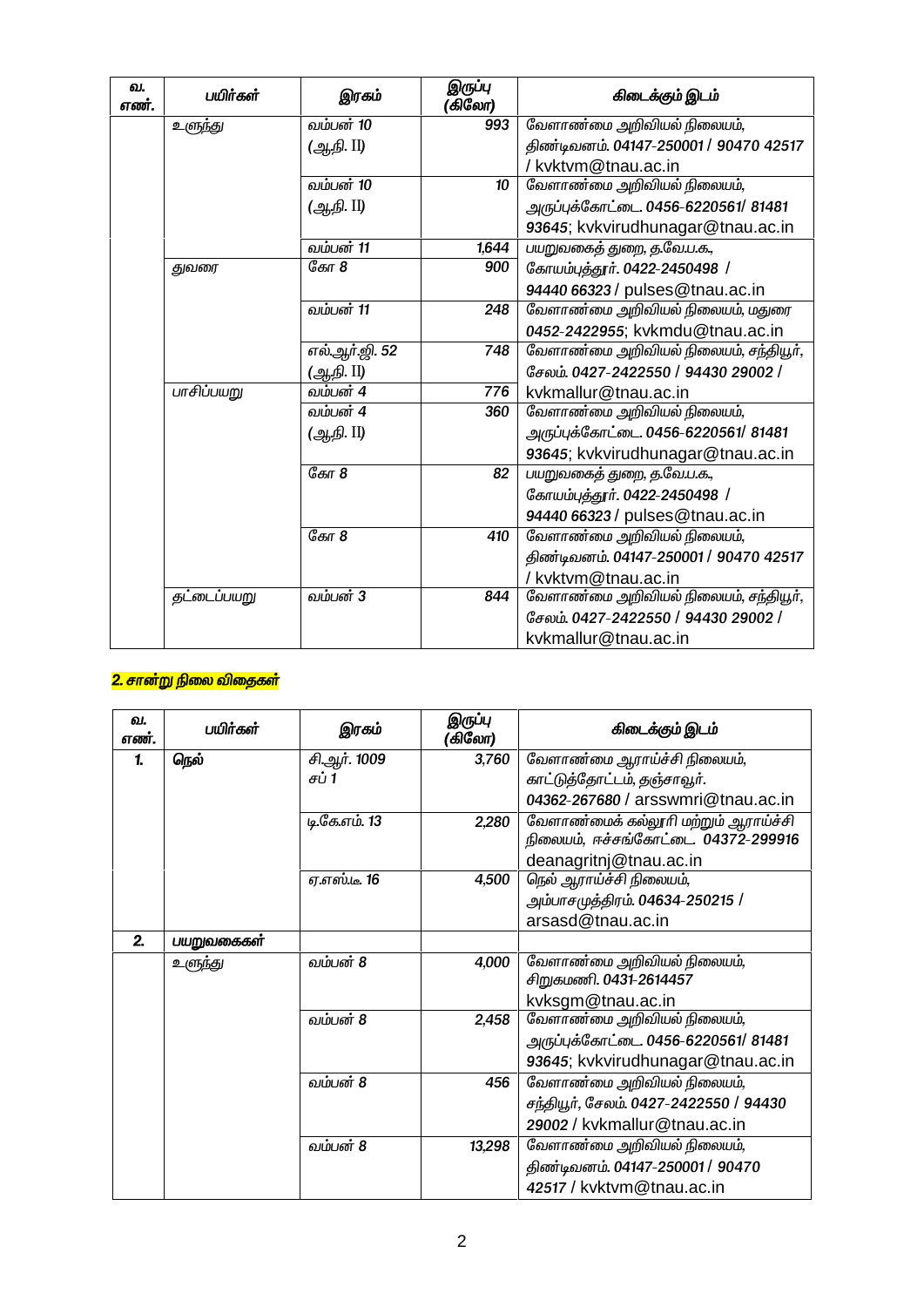| வ. எண். | பயிர்கள் | இரகம் | இருப்பு (கிலோ) | கிடைக்கும் இடம் |
|---|---|---|---|---|
| | உளுந்து | வம்பன் 10 (ஆ.நி. II) | 993 | வேளாண்மை அறிவியல் நிலையம், திண்டிவனம். 04147-250001 / 90470 42517 / kvktvm@tnau.ac.in |
| | | வம்பன் 10 (ஆ.நி. II) | 10 | வேளாண்மை அறிவியல் நிலையம், அருப்புக்கோட்டை. 0456-6220561/ 81481 93645; kvkvirudhunagar@tnau.ac.in |
| | | வம்பன் 11 | 1,644 | பயறுவகைத் துறை, த.வே.ப.க., கோயம்புத்தூர். 0422-2450498 / 94440 66323 / pulses@tnau.ac.in |
| | துவரை | கோ 8 | 900 | |
| | | வம்பன் 11 | 248 | வேளாண்மை அறிவியல் நிலையம், மதுரை 0452-2422955; kvkmdu@tnau.ac.in |
| | | எல்.ஆர்.ஜி. 52 (ஆ.நி. II) | 748 | வேளாண்மை அறிவியல் நிலையம், சந்தியூர், சேலம். 0427-2422550 / 94430 29002 / kvkmallur@tnau.ac.in |
| | பாசிப்பயறு | வம்பன் 4 | 776 | |
| | | வம்பன் 4 (ஆ.நி. II) | 360 | வேளாண்மை அறிவியல் நிலையம், அருப்புக்கோட்டை. 0456-6220561/ 81481 93645; kvkvirudhunagar@tnau.ac.in |
| | | கோ 8 | 82 | பயறுவகைத் துறை, த.வே.ப.க., கோயம்புத்தூர். 0422-2450498 / 94440 66323 / pulses@tnau.ac.in |
| | | கோ 8 | 410 | வேளாண்மை அறிவியல் நிலையம், திண்டிவனம். 04147-250001 / 90470 42517 / kvktvm@tnau.ac.in |
| | தட்டைப்பயறு | வம்பன் 3 | 844 | வேளாண்மை அறிவியல் நிலையம், சந்தியூர், சேலம். 0427-2422550 / 94430 29002 / kvkmallur@tnau.ac.in |

## 2. சான்று நிலை விதைகள்

| வ. எண். | பயிர்கள் | இரகம் | இருப்பு (கிலோ) | கிடைக்கும் இடம் |
|---|---|---|---|---|
| 1. | நெல் | சி.ஆர். 1009 சப் 1 | 3,760 | வேளாண்மை ஆராய்ச்சி நிலையம், காட்டுத்தோட்டம், தஞ்சாவூர். 04362-267680 / arsswmri@tnau.ac.in |
| | | டி.கே.எம். 13 | 2,280 | வேளாண்மைக் கல்லூரி மற்றும் ஆராய்ச்சி நிலையம், ஈச்சங்கோட்டை. 04372-299916 deanagritnj@tnau.ac.in |
| | | ஏ.எஸ்.டீ. 16 | 4,500 | நெல் ஆராய்ச்சி நிலையம், அம்பாசமுத்திரம். 04634-250215 / arsasd@tnau.ac.in |
| 2. | பயறுவகைகள் | | | |
| | உளுந்து | வம்பன் 8 | 4,000 | வேளாண்மை அறிவியல் நிலையம், சிறுகமணி. 0431-2614457 kvksgm@tnau.ac.in |
| | | வம்பன் 8 | 2,458 | வேளாண்மை அறிவியல் நிலையம், அருப்புக்கோட்டை. 0456-6220561/ 81481 93645; kvkvirudhunagar@tnau.ac.in |
| | | வம்பன் 8 | 456 | வேளாண்மை அறிவியல் நிலையம், சந்தியூர், சேலம். 0427-2422550 / 94430 29002 / kvkmallur@tnau.ac.in |
| | | வம்பன் 8 | 13,298 | வேளாண்மை அறிவியல் நிலையம், திண்டிவனம். 04147-250001 / 90470 42517 / kvktvm@tnau.ac.in |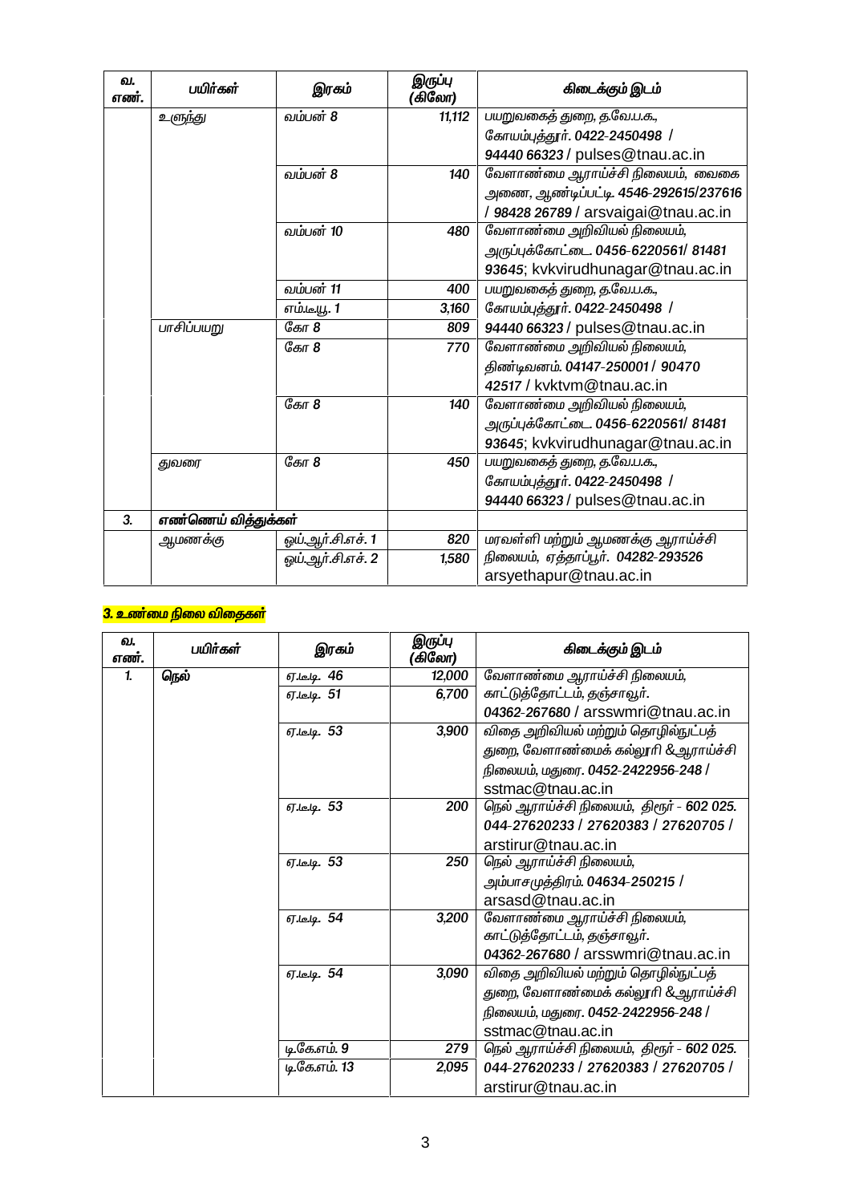| வ. எண். | பயிர்கள் | இரகம் | இருப்பு (கிலோ) | கிடைக்கும் இடம் |
|---|---|---|---|---|
| | உளுந்து | வம்பன் 8 | 11,112 | பயறுவகைத் துறை, த.வே.ப.க., கோயம்புத்தூர். 0422-2450498 / 94440 66323 / pulses@tnau.ac.in |
| | | வம்பன் 8 | 140 | வேளாண்மை ஆராய்ச்சி நிலையம், வைகை அணை, ஆண்டிப்பட்டி 4546-292615/237616 / 98428 26789 / arsvaigai@tnau.ac.in |
| | | வம்பன் 10 | 480 | வேளாண்மை அறிவியல் நிலையம், அருப்புக்கோட்டை 0456-6220561/ 81481 93645; kvkvirudhunagar@tnau.ac.in |
| | | வம்பன் 11 | 400 | பயறுவகைத் துறை, த.வே.ப.க., கோயம்புத்தூர். 0422-2450498 / 94440 66323 / pulses@tnau.ac.in |
| | | எம்.டியு. 1 | 3,160 | |
| | பாசிப்பயறு | கோ 8 | 809 | |
| | | கோ 8 | 770 | வேளாண்மை அறிவியல் நிலையம், திண்டிவனம். 04147-250001 / 90470 42517 / kvktvm@tnau.ac.in |
| | | கோ 8 | 140 | வேளாண்மை அறிவியல் நிலையம், அருப்புக்கோட்டை 0456-6220561/ 81481 93645; kvkvirudhunagar@tnau.ac.in |
| | துவரை | கோ 8 | 450 | பயறுவகைத் துறை, த.வே.ப.க., கோயம்புத்தூர். 0422-2450498 / 94440 66323 / pulses@tnau.ac.in |
| 3. | எண்ணெய் வித்துக்கள் | | | |
| | ஆமணக்கு | ஒய்.ஆர்.சி.எச். 1 | 820 | மரவள்ளி மற்றும் ஆமணக்கு ஆராய்ச்சி நிலையம், ஏத்தாப்பூர். 04282-293526 arsyethapur@tnau.ac.in |
| | | ஒய்.ஆர்.சி.எச். 2 | 1,580 | |

## 3. உண்மை நிலை விதைகள்

| வ. எண். | பயிர்கள் | இரகம் | இருப்பு (கிலோ) | கிடைக்கும் இடம் |
|---|---|---|---|---|
| 1. | **நெல்** | ஏ.டி.டி. 46 | 12,000 | வேளாண்மை ஆராய்ச்சி நிலையம், காட்டுத்தோட்டம், தஞ்சாவூர். 04362-267680 / arsswmri@tnau.ac.in |
| | | ஏ.டி.டி. 51 | 6,700 | |
| | | ஏ.டி.டி. 53 | 3,900 | விதை அறிவியல் மற்றும் தொழில்நுட்பத் துறை, வேளாண்மைக் கல்லூரி &ஆராய்ச்சி நிலையம், மதுரை. 0452-2422956-248 / sstmac@tnau.ac.in |
| | | ஏ.டி.டி. 53 | 200 | நெல் ஆராய்ச்சி நிலையம், திரூர் - 602 025. 044-27620233 / 27620383 / 27620705 / arstirur@tnau.ac.in |
| | | ஏ.டி.டி. 53 | 250 | நெல் ஆராய்ச்சி நிலையம், அம்பாசமுத்திரம். 04634-250215 / arsasd@tnau.ac.in |
| | | ஏ.டி.டி. 54 | 3,200 | வேளாண்மை ஆராய்ச்சி நிலையம், காட்டுத்தோட்டம், தஞ்சாவூர். 04362-267680 / arsswmri@tnau.ac.in |
| | | ஏ.டி.டி. 54 | 3,090 | விதை அறிவியல் மற்றும் தொழில்நுட்பத் துறை, வேளாண்மைக் கல்லூரி &ஆராய்ச்சி நிலையம், மதுரை. 0452-2422956-248 / sstmac@tnau.ac.in |
| | | டி.கே.எம். 9 | 279 | நெல் ஆராய்ச்சி நிலையம், திரூர் - 602 025. 044-27620233 / 27620383 / 27620705 / arstirur@tnau.ac.in |
| | | டி.கே.எம். 13 | 2,095 | |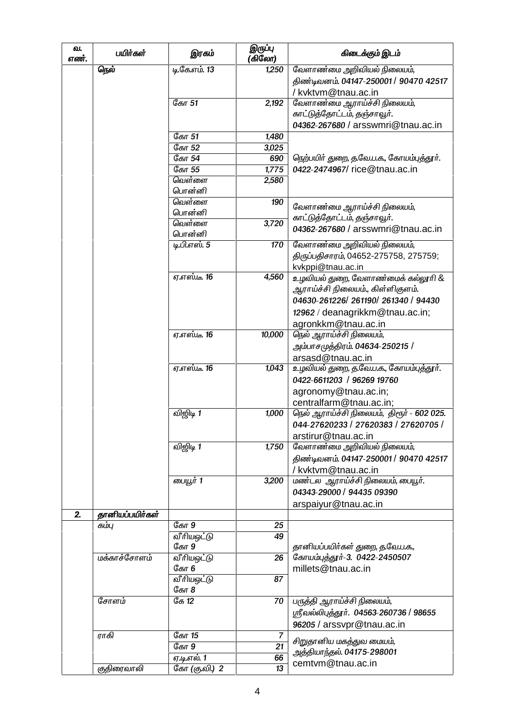| வ. எண். | பயிர்கள் | இரகம் | இருப்பு (கிலோ) | கிடைக்கும் இடம் |
|---|---|---|---|---|
| | நெல் | டி.கே.எம். 13 | 1,250 | வேளாண்மை அறிவியல் நிலையம், திண்டிவனம். 04147-250001 / 90470 42517 / kvktvm@tnau.ac.in |
| | | கோ 51 | 2,192 | வேளாண்மை ஆராய்ச்சி நிலையம், காட்டுத்தோட்டம், தஞ்சாவூர். 04362-267680 / arsswmri@tnau.ac.in |
| | | கோ 51 | 1,480 | நெற்பயிர் துறை, த.வே.ப.க., கோயம்புத்தூர். 0422-2474967/ rice@tnau.ac.in |
| | | கோ 52 | 3,025 | |
| | | கோ 54 | 690 | |
| | | கோ 55 | 1,775 | |
| | | வெள்ளை பொன்னி | 2,580 | |
| | | வெள்ளை பொன்னி | 190 | வேளாண்மை ஆராய்ச்சி நிலையம், காட்டுத்தோட்டம், தஞ்சாவூர். 04362-267680 / arsswmri@tnau.ac.in |
| | | வெள்ளை பொன்னி | 3,720 | |
| | | டி.பி.எஸ். 5 | 170 | வேளாண்மை அறிவியல் நிலையம், திருப்பதிசாரம், 04652-275758, 275759; kvkppi@tnau.ac.in |
| | | ஏ.எஸ்.டீ. 16 | 4,560 | உழவியல் துறை, வேளாண்மைக் கல்லூரி & ஆராய்ச்சி நிலையம்., கிள்ளிகுளம். 04630-261226/ 261190/ 261340 / 94430 12962 / deanagrikkm@tnau.ac.in; agronkkm@tnau.ac.in |
| | | ஏ.எஸ்.டீ. 16 | 10,000 | நெல் ஆராய்ச்சி நிலையம், அம்பாசமுத்திரம். 04634-250215 / arsasd@tnau.ac.in |
| | | ஏ.எஸ்.டீ. 16 | 1,043 | உழவியல் துறை, த.வே.ப.க., கோயம்புத்தூர். 0422-6611203 / 96269 19760 agronomy@tnau.ac.in; centralfarm@tnau.ac.in; |
| | | விஜிடி 1 | 1,000 | நெல் ஆராய்ச்சி நிலையம், திரூர் - 602 025. 044-27620233 / 27620383 / 27620705 / arstirur@tnau.ac.in |
| | | விஜிடி 1 | 1,750 | வேளாண்மை அறிவியல் நிலையம், திண்டிவனம். 04147-250001 / 90470 42517 / kvktvm@tnau.ac.in |
| | | பையூர் 1 | 3,200 | மண்டல ஆராய்ச்சி நிலையம், பையூர். 04343-29000 / 94435 09390 arspaiyur@tnau.ac.in |
| 2. | தானியப்பயிர்கள் | | | |
| | கம்பு | கோ 9 | 25 | தானியப்பயிர்கள் துறை, த.வே.ப.க., கோயம்புத்தூர்-3. 0422-2450507 millets@tnau.ac.in |
| | | வீரியஒட்டு கோ 9 | 49 | |
| | மக்காச்சோளம் | வீரியஒட்டு கோ 6 | 26 | |
| | | வீரியஒட்டு கோ 8 | 87 | |
| | சோளம் | கே 12 | 70 | பருத்தி ஆராய்ச்சி நிலையம், ஸ்ரீவல்லிபுத்தூர். 04563-260736 / 98655 96205 / arssvpr@tnau.ac.in |
| | ராகி | கோ 15 | 7 | சிறுதானிய மகத்துவ மையம், அத்தியாந்தல். 04175-298001 cemtvm@tnau.ac.in |
| | | கோ 9 | 21 | |
| | | ஏ.டி.எல். 1 | 66 | |
| | குதிரைவாலி | கோ (கு.வி.) 2 | 13 | |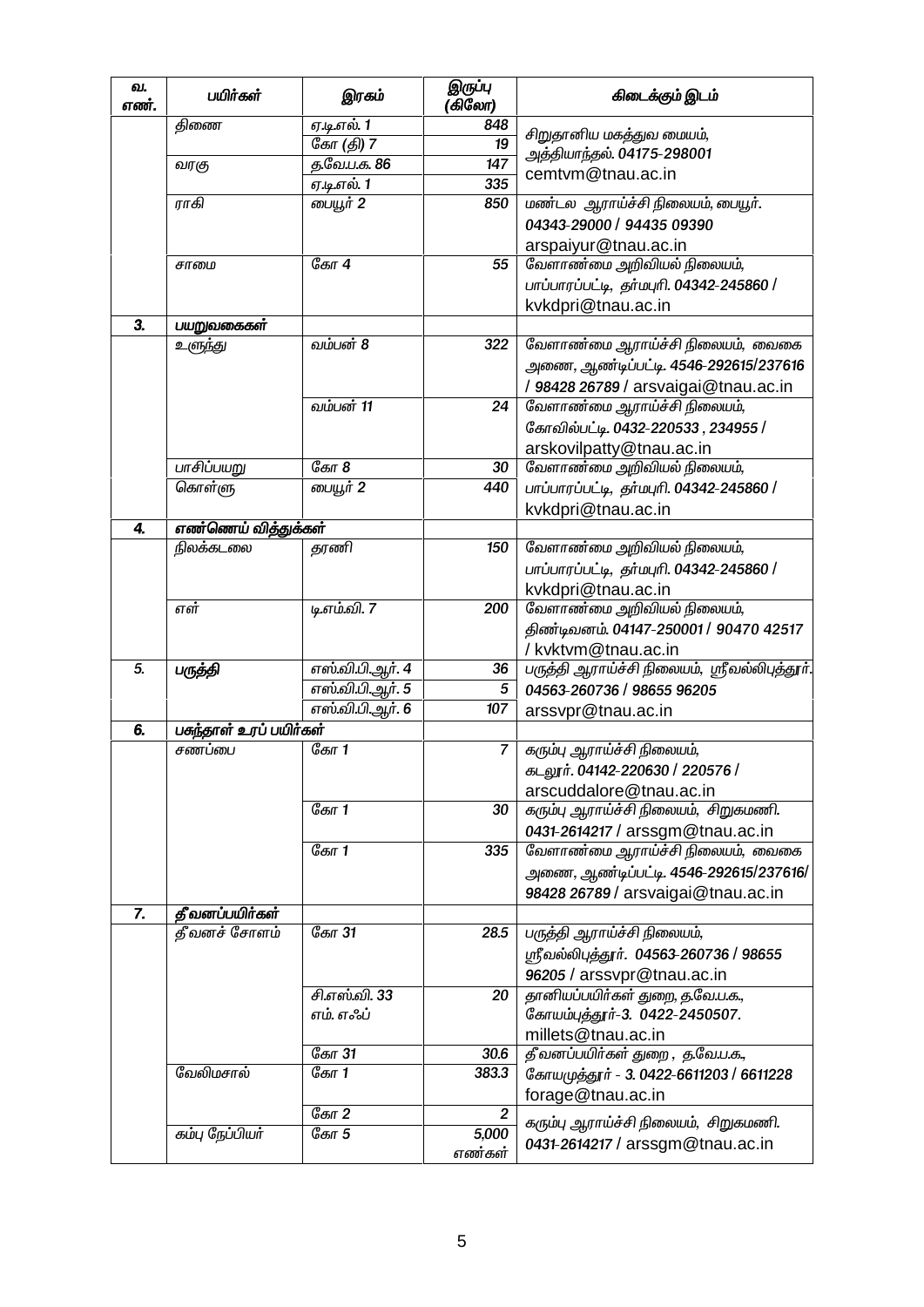| வ. எண். | பயிர்கள் | இரகம் | இருப்பு (கிலோ) | கிடைக்கும் இடம் |
|---|---|---|---|---|
| | தினை | ஏ.டி.எல். 1 | 848 | சிறுதானிய மகத்துவ மையம், அத்தியாந்தல். 04175-298001 cemtvm@tnau.ac.in |
| | | கோ (தி) 7 | 19 | |
| | வரகு | த.வே.ப.க. 86 | 147 | |
| | | ஏ.டி.எல். 1 | 335 | |
| | ராகி | பையூர் 2 | 850 | மண்டல ஆராய்ச்சி நிலையம், பையூர். 04343-29000 / 94435 09390 arspaiyur@tnau.ac.in |
| | சாமை | கோ 4 | 55 | வேளாண்மை அறிவியல் நிலையம், பாப்பாரப்பட்டி, தர்மபுரி. 04342-245860 / kvkdpri@tnau.ac.in |
| **3.** | **பயறுவகைகள்** | | | |
| | உளுந்து | வம்பன் 8 | 322 | வேளாண்மை ஆராய்ச்சி நிலையம், வைகை அணை, ஆண்டிப்பட்டி. 4546-292615/237616 / 98428 26789 / arsvaigai@tnau.ac.in |
| | | வம்பன் 11 | 24 | வேளாண்மை ஆராய்ச்சி நிலையம், கோவில்பட்டி. 0432-220533 , 234955 / arskovilpatty@tnau.ac.in |
| | பாசிப்பயறு | கோ 8 | 30 | வேளாண்மை அறிவியல் நிலையம், பாப்பாரப்பட்டி, தர்மபுரி. 04342-245860 / kvkdpri@tnau.ac.in |
| | கொள்ளு | பையூர் 2 | 440 | |
| **4.** | **எண்ணெய் வித்துக்கள்** | | | |
| | நிலக்கடலை | தரணி | 150 | வேளாண்மை அறிவியல் நிலையம், பாப்பாரப்பட்டி, தர்மபுரி. 04342-245860 / kvkdpri@tnau.ac.in |
| | எள் | டி.எம்.வி. 7 | 200 | வேளாண்மை அறிவியல் நிலையம், திண்டிவனம். 04147-250001 / 90470 42517 / kvktvm@tnau.ac.in |
| **5.** | **பருத்தி** | எஸ்.வி.பி.ஆர். 4 | 36 | பருத்தி ஆராய்ச்சி நிலையம், ஸ்ரீவல்லிபுத்தூர். 04563-260736 / 98655 96205 arssvpr@tnau.ac.in |
| | | எஸ்.வி.பி.ஆர். 5 | 5 | |
| | | எஸ்.வி.பி.ஆர். 6 | 107 | |
| **6.** | **பசுந்தாள் உரப் பயிர்கள்** | | | |
| | சணப்பை | கோ 1 | 7 | கரும்பு ஆராய்ச்சி நிலையம், கடலூர். 04142-220630 / 220576 / arscuddalore@tnau.ac.in |
| | | கோ 1 | 30 | கரும்பு ஆராய்ச்சி நிலையம், சிறுகமணி. 0431-2614217 / arssgm@tnau.ac.in |
| | | கோ 1 | 335 | வேளாண்மை ஆராய்ச்சி நிலையம், வைகை அணை, ஆண்டிப்பட்டி. 4546-292615/237616/ 98428 26789 / arsvaigai@tnau.ac.in |
| **7.** | **தீவனப்பயிர்கள்** | | | |
| | தீவனச் சோளம் | கோ 31 | 28.5 | பருத்தி ஆராய்ச்சி நிலையம், ஸ்ரீவல்லிபுத்தூர். 04563-260736 / 98655 96205 / arssvpr@tnau.ac.in |
| | | சி.எஸ்.வி. 33 எம். எஃப் | 20 | தானியப்பயிர்கள் துறை, த.வே.ப.க., கோயம்புத்தூர்-3. 0422-2450507. millets@tnau.ac.in |
| | | கோ 31 | 30.6 | தீவனப்பயிர்கள் துறை , த.வே.ப.க., கோயமுத்தூர் - 3. 0422-6611203 / 6611228 forage@tnau.ac.in |
| | வேலிமசால் | கோ 1 | 383.3 | |
| | | கோ 2 | 2 | கரும்பு ஆராய்ச்சி நிலையம், சிறுகமணி. 0431-2614217 / arssgm@tnau.ac.in |
| | கம்பு நேப்பியர் | கோ 5 | 5,000 எண்கள் | |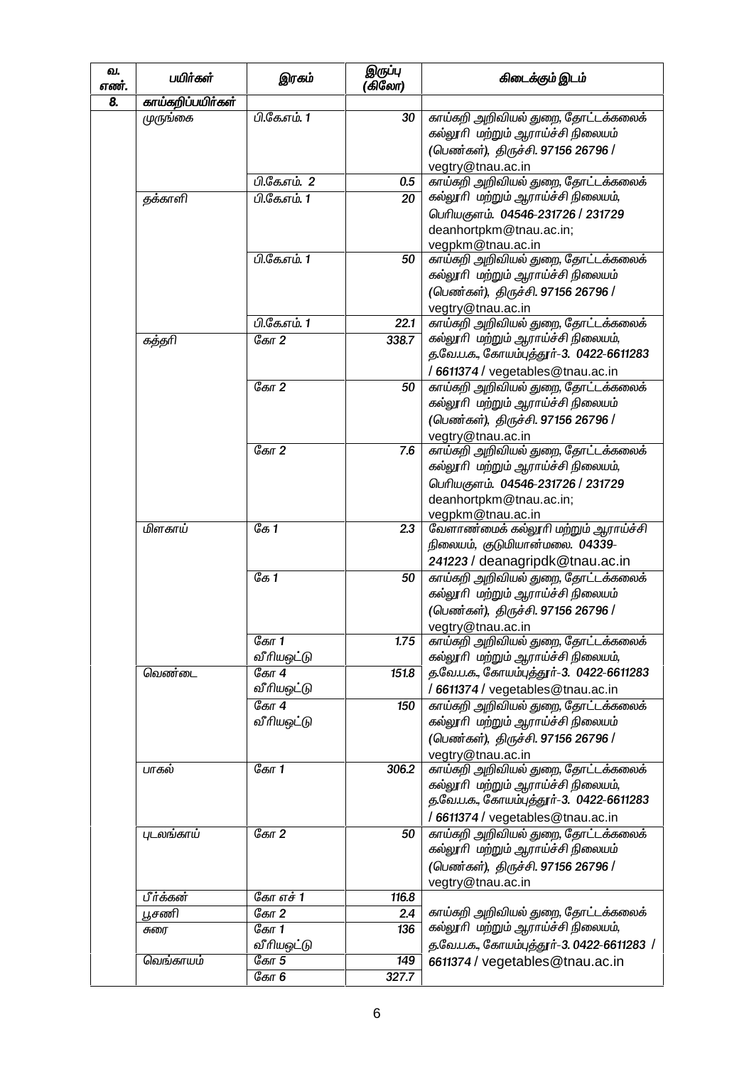| வ. எண். | பயிர்கள் | இரகம் | இருப்பு (கிலோ) | கிடைக்கும் இடம் |
|---|---|---|---|---|
| **8.** | **காய்கறிப்பயிர்கள்** | | | |
| | முருங்கை | பி.கே.எம். 1 | 30 | காய்கறி அறிவியல் துறை, தோட்டக்கலைக் கல்லூரி மற்றும் ஆராய்ச்சி நிலையம் (பெண்கள்), திருச்சி. 97156 26796 / vegtry@tnau.ac.in |
| | | பி.கே.எம். 2 | 0.5 | காய்கறி அறிவியல் துறை, தோட்டக்கலைக் கல்லூரி மற்றும் ஆராய்ச்சி நிலையம், பெரியகுளம். 04546-231726 / 231729 deanhortpkm@tnau.ac.in; vegpkm@tnau.ac.in |
| | தக்காளி | பி.கே.எம். 1 | 20 | காய்கறி அறிவியல் துறை, தோட்டக்கலைக் கல்லூரி மற்றும் ஆராய்ச்சி நிலையம், பெரியகுளம். 04546-231726 / 231729 deanhortpkm@tnau.ac.in; vegpkm@tnau.ac.in |
| | | பி.கே.எம். 1 | 50 | காய்கறி அறிவியல் துறை, தோட்டக்கலைக் கல்லூரி மற்றும் ஆராய்ச்சி நிலையம் (பெண்கள்), திருச்சி. 97156 26796 / vegtry@tnau.ac.in |
| | | பி.கே.எம். 1 | 22.1 | காய்கறி அறிவியல் துறை, தோட்டக்கலைக் கல்லூரி மற்றும் ஆராய்ச்சி நிலையம், த.வே.ப.க., கோயம்புத்தூர்-3. 0422-6611283 / 6611374 / vegetables@tnau.ac.in |
| | கத்தரி | கோ 2 | 338.7 | காய்கறி அறிவியல் துறை, தோட்டக்கலைக் கல்லூரி மற்றும் ஆராய்ச்சி நிலையம், த.வே.ப.க., கோயம்புத்தூர்-3. 0422-6611283 / 6611374 / vegetables@tnau.ac.in |
| | | கோ 2 | 50 | காய்கறி அறிவியல் துறை, தோட்டக்கலைக் கல்லூரி மற்றும் ஆராய்ச்சி நிலையம் (பெண்கள்), திருச்சி. 97156 26796 / vegtry@tnau.ac.in |
| | | கோ 2 | 7.6 | காய்கறி அறிவியல் துறை, தோட்டக்கலைக் கல்லூரி மற்றும் ஆராய்ச்சி நிலையம், பெரியகுளம். 04546-231726 / 231729 deanhortpkm@tnau.ac.in; vegpkm@tnau.ac.in |
| | மிளகாய் | கே 1 | 2.3 | வேளாண்மைக் கல்லூரி மற்றும் ஆராய்ச்சி நிலையம், குடுமியான்மலை. 04339-241223 / deanagripdk@tnau.ac.in |
| | | கே 1 | 50 | காய்கறி அறிவியல் துறை, தோட்டக்கலைக் கல்லூரி மற்றும் ஆராய்ச்சி நிலையம் (பெண்கள்), திருச்சி. 97156 26796 / vegtry@tnau.ac.in |
| | | கோ 1 வீரியஒட்டு | 1.75 | காய்கறி அறிவியல் துறை, தோட்டக்கலைக் கல்லூரி மற்றும் ஆராய்ச்சி நிலையம், த.வே.ப.க., கோயம்புத்தூர்-3. 0422-6611283 / 6611374 / vegetables@tnau.ac.in |
| | வெண்டை | கோ 4 வீரியஒட்டு | 151.8 | காய்கறி அறிவியல் துறை, தோட்டக்கலைக் கல்லூரி மற்றும் ஆராய்ச்சி நிலையம், த.வே.ப.க., கோயம்புத்தூர்-3. 0422-6611283 / 6611374 / vegetables@tnau.ac.in |
| | | கோ 4 வீரியஒட்டு | 150 | காய்கறி அறிவியல் துறை, தோட்டக்கலைக் கல்லூரி மற்றும் ஆராய்ச்சி நிலையம் (பெண்கள்), திருச்சி. 97156 26796 / vegtry@tnau.ac.in |
| | பாகல் | கோ 1 | 306.2 | காய்கறி அறிவியல் துறை, தோட்டக்கலைக் கல்லூரி மற்றும் ஆராய்ச்சி நிலையம், த.வே.ப.க., கோயம்புத்தூர்-3. 0422-6611283 / 6611374 / vegetables@tnau.ac.in |
| | புடலங்காய் | கோ 2 | 50 | காய்கறி அறிவியல் துறை, தோட்டக்கலைக் கல்லூரி மற்றும் ஆராய்ச்சி நிலையம் (பெண்கள்), திருச்சி. 97156 26796 / vegtry@tnau.ac.in |
| | பீர்க்கன் | கோ எச் 1 | 116.8 | காய்கறி அறிவியல் துறை, தோட்டக்கலைக் கல்லூரி மற்றும் ஆராய்ச்சி நிலையம், த.வே.ப.க., கோயம்புத்தூர்-3. 0422-6611283 / 6611374 / vegetables@tnau.ac.in |
| | பூசணி | கோ 2 | 2.4 | காய்கறி அறிவியல் துறை, தோட்டக்கலைக் கல்லூரி மற்றும் ஆராய்ச்சி நிலையம், த.வே.ப.க., கோயம்புத்தூர்-3. 0422-6611283 / 6611374 / vegetables@tnau.ac.in |
| | சுரை | கோ 1 வீரியஒட்டு | 136 | காய்கறி அறிவியல் துறை, தோட்டக்கலைக் கல்லூரி மற்றும் ஆராய்ச்சி நிலையம், த.வே.ப.க., கோயம்புத்தூர்-3. 0422-6611283 / 6611374 / vegetables@tnau.ac.in |
| | வெங்காயம் | கோ 5 | 149 | காய்கறி அறிவியல் துறை, தோட்டக்கலைக் கல்லூரி மற்றும் ஆராய்ச்சி நிலையம், த.வே.ப.க., கோயம்புத்தூர்-3. 0422-6611283 / 6611374 / vegetables@tnau.ac.in |
| | | கோ 6 | 327.7 | காய்கறி அறிவியல் துறை, தோட்டக்கலைக் கல்லூரி மற்றும் ஆராய்ச்சி நிலையம், த.வே.ப.க., கோயம்புத்தூர்-3. 0422-6611283 / 6611374 / vegetables@tnau.ac.in |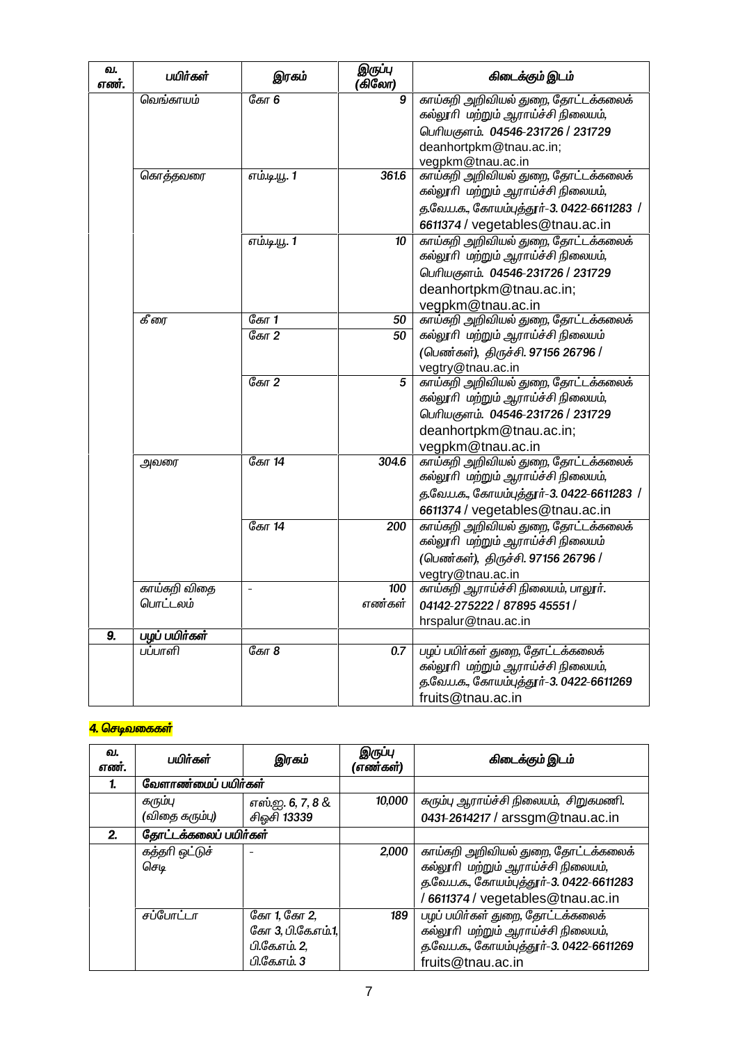| வ. எண். | பயிர்கள் | இரகம் | இருப்பு (கிலோ) | கிடைக்கும் இடம் |
|---|---|---|---|---|
| | வெங்காயம் | கோ 6 | 9 | காய்கறி அறிவியல் துறை, தோட்டக்கலைக் கல்லூரி மற்றும் ஆராய்ச்சி நிலையம், பெரியகுளம். 04546-231726 / 231729 deanhortpkm@tnau.ac.in; vegpkm@tnau.ac.in |
| | கொத்தவரை | எம்.டி.யு. 1 | 361.6 | காய்கறி அறிவியல் துறை, தோட்டக்கலைக் கல்லூரி மற்றும் ஆராய்ச்சி நிலையம், த.வே.ப.க., கோயம்புத்தூர்-3. 0422-6611283 / 6611374 / vegetables@tnau.ac.in |
| | | எம்.டி.யு. 1 | 10 | காய்கறி அறிவியல் துறை, தோட்டக்கலைக் கல்லூரி மற்றும் ஆராய்ச்சி நிலையம், பெரியகுளம். 04546-231726 / 231729 deanhortpkm@tnau.ac.in; vegpkm@tnau.ac.in |
| | கீரை | கோ 1 | 50 | காய்கறி அறிவியல் துறை, தோட்டக்கலைக் கல்லூரி மற்றும் ஆராய்ச்சி நிலையம் (பெண்கள்), திருச்சி. 97156 26796 / vegtry@tnau.ac.in |
| | | கோ 2 | 50 | |
| | | கோ 2 | 5 | காய்கறி அறிவியல் துறை, தோட்டக்கலைக் கல்லூரி மற்றும் ஆராய்ச்சி நிலையம், பெரியகுளம். 04546-231726 / 231729 deanhortpkm@tnau.ac.in; vegpkm@tnau.ac.in |
| | அவரை | கோ 14 | 304.6 | காய்கறி அறிவியல் துறை, தோட்டக்கலைக் கல்லூரி மற்றும் ஆராய்ச்சி நிலையம், த.வே.ப.க., கோயம்புத்தூர்-3. 0422-6611283 / 6611374 / vegetables@tnau.ac.in |
| | | கோ 14 | 200 | காய்கறி அறிவியல் துறை, தோட்டக்கலைக் கல்லூரி மற்றும் ஆராய்ச்சி நிலையம் (பெண்கள்), திருச்சி. 97156 26796 / vegtry@tnau.ac.in |
| | காய்கறி விதை பொட்டலம் | - | 100 எண்கள் | காய்கறி ஆராய்ச்சி நிலையம், பாலூர். 04142-275222 / 87895 45551 / hrspalur@tnau.ac.in |
| 9. | பழப் பயிர்கள் | | | |
| | பப்பாளி | கோ 8 | 0.7 | பழப் பயிர்கள் துறை, தோட்டக்கலைக் கல்லூரி மற்றும் ஆராய்ச்சி நிலையம், த.வே.ப.க., கோயம்புத்தூர்-3. 0422-6611269 fruits@tnau.ac.in |

## 4. செடிவகைகள்

| வ. எண். | பயிர்கள் | இரகம் | இருப்பு (எண்கள்) | கிடைக்கும் இடம் |
|---|---|---|---|---|
| 1. | வேளாண்மைப் பயிர்கள் | | | |
| | கரும்பு (விதை கரும்பு) | எஸ்.ஐ. 6, 7, 8 & சிஓசி 13339 | 10,000 | கரும்பு ஆராய்ச்சி நிலையம், சிறுகமணி. 0431-2614217 / arssgm@tnau.ac.in |
| 2. | தோட்டக்கலைப் பயிர்கள் | | | |
| | கத்தரி ஒட்டுச் செடி | - | 2,000 | காய்கறி அறிவியல் துறை, தோட்டக்கலைக் கல்லூரி மற்றும் ஆராய்ச்சி நிலையம், த.வே.ப.க., கோயம்புத்தூர்-3. 0422-6611283 / 6611374 / vegetables@tnau.ac.in |
| | சப்போட்டா | கோ 1, கோ 2, கோ 3, பி.கே.எம்.1, பி.கே.எம். 2, பி.கே.எம். 3 | 189 | பழப் பயிர்கள் துறை, தோட்டக்கலைக் கல்லூரி மற்றும் ஆராய்ச்சி நிலையம், த.வே.ப.க., கோயம்புத்தூர்-3. 0422-6611269 fruits@tnau.ac.in |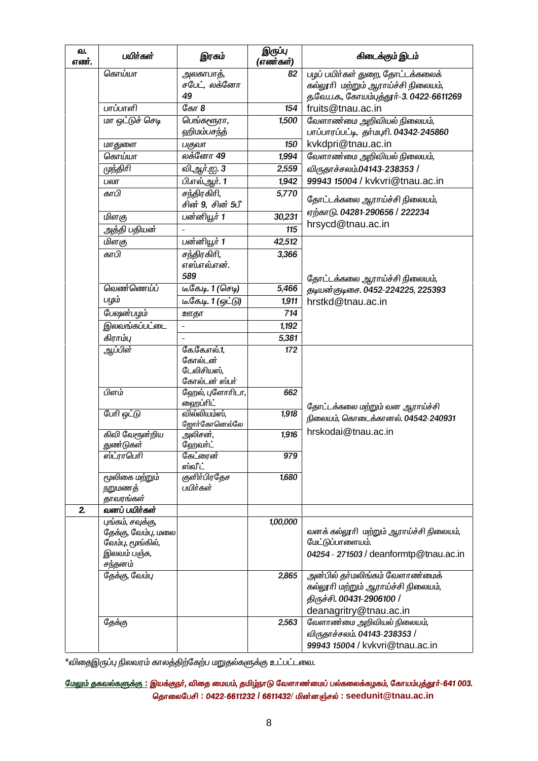| வ. எண். | பயிர்கள் | இரகம் | இருப்பு (எண்கள்) | கிடைக்கும் இடம் |
|---|---|---|---|---|
| | கொய்யா | அலகாபாத், சபேட், லக்னோ 49 | 82 | பழப் பயிர்கள் துறை, தோட்டக்கலைக் கல்லூரி மற்றும் ஆராய்ச்சி நிலையம், த.வே.ப.க., கோயம்புத்தூர்-3. 0422-6611269 |
| | பாப்பாளி | கோ 8 | 154 | fruits@tnau.ac.in |
| | மா ஒட்டுச் செடி | பெங்களூரா, ஹிமம்பசந்த் | 1,500 | வேளாண்மை அறிவியல் நிலையம், பாப்பாரப்பட்டி, தர்மபுரி. 04342-245860 |
| | மாதுளை | பகுவா | 150 | kvkdpri@tnau.ac.in |
| | கொய்யா | லக்னோ 49 | 1,994 | வேளாண்மை அறிவியல் நிலையம், விருதாச்சலம்.04143-238353 / 99943 15004 / kvkvri@tnau.ac.in |
| | முந்திரி | வி.ஆர்.ஐ. 3 | 2,559 | |
| | பலா | பி.எல்.ஆர். 1 | 1,942 | |
| | காபி | சந்திரகிரி, சின் 9, சின் 5பீ | 5,770 | தோட்டக்கலை ஆராய்ச்சி நிலையம், ஏற்காடு. 04281-290656 / 222234 hrsycd@tnau.ac.in |
| | மிளகு | பன்னியூர் 1 | 30,231 | |
| | அத்தி பதியன் | - | 115 | |
| | மிளகு | பன்னியூர் 1 | 42,512 | தோட்டக்கலை ஆராய்ச்சி நிலையம், தடியன்குடிசை. 0452-224225, 225393 hrstkd@tnau.ac.in |
| | காபி | சந்திரகிரி, எஸ்.எல்.என். 589 | 3,366 | |
| | வெண்ணெய்ப் பழம் | டீகேடி. 1 (செடி) | 5,466 | |
| | | டீகேடி. 1 (ஒட்டு) | 1,911 | |
| | பேஷன்பழம் | ஊதா | 714 | |
| | இலவங்கப்பட்டை | - | 1,192 | |
| | கிராம்பு | - | 5,381 | |
| | ஆப்பிள் | கே.கே.எல்.1, கோல்டன் டேலிசியஸ், கோல்டன் ஸ்பர் | 172 | தோட்டக்கலை மற்றும் வன ஆராய்ச்சி நிலையம், கொடைக்கானல். 04542-240931 hrskodai@tnau.ac.in |
| | பிளம் | ஹேல், புளோரிடா, ஹைப்ரிட் | 662 | |
| | பேரி ஒட்டு | வில்லியம்ஸ், ஜோர்கோனெல்லே | 1,918 | |
| | கிவி வேரூன்றிய துண்டுகள் | அலிசன், ஹேவர்ட் | 1,916 | |
| | ஸ்ட்ராபெரி | கேட்ரைன் ஸ்வீட் | 979 | |
| | மூலிகை மற்றும் நறுமணத் தாவரங்கள் | குளிர்பிரதேச பயிர்கள் | 1,680 | |
| **2.** | **வனப் பயிர்கள்** | | | |
| | புங்கம், சவுக்கு, தேக்கு, வேம்பு, மலை வேம்பு, மூங்கில், இலவம் பஞ்சு, சந்தனம் | | 1,00,000 | வனக் கல்லூரி மற்றும் ஆராய்ச்சி நிலையம், மேட்டுப்பாளையம். 04254 - 271503 / deanformtp@tnau.ac.in |
| | தேக்கு, வேம்பு | | 2,865 | அன்பில் தர்மலிங்கம் வேளாண்மைக் கல்லூரி மற்றும் ஆராய்ச்சி நிலையம், திருச்சி. 00431-2906100 / deanagritry@tnau.ac.in |
| | தேக்கு | | 2,563 | வேளாண்மை அறிவியல் நிலையம், விருதாச்சலம். 04143-238353 / 99943 15004 / kvkvri@tnau.ac.in |

*விதைஇருப்பு நிலவரம் காலத்திற்கேற்ப மறுதல்களுக்கு உட்பட்டவை.

**மேலும் தகவல்களுக்கு : இயக்குநர், விதை மையம், தமிழ்நாடு வேளாண்மைப் பல்கலைக்கழகம், கோயம்புத்தூர்-641 003. தொலைபேசி : 0422-6611232 / 6611432/ மின்னஞ்சல் : seedunit@tnau.ac.in**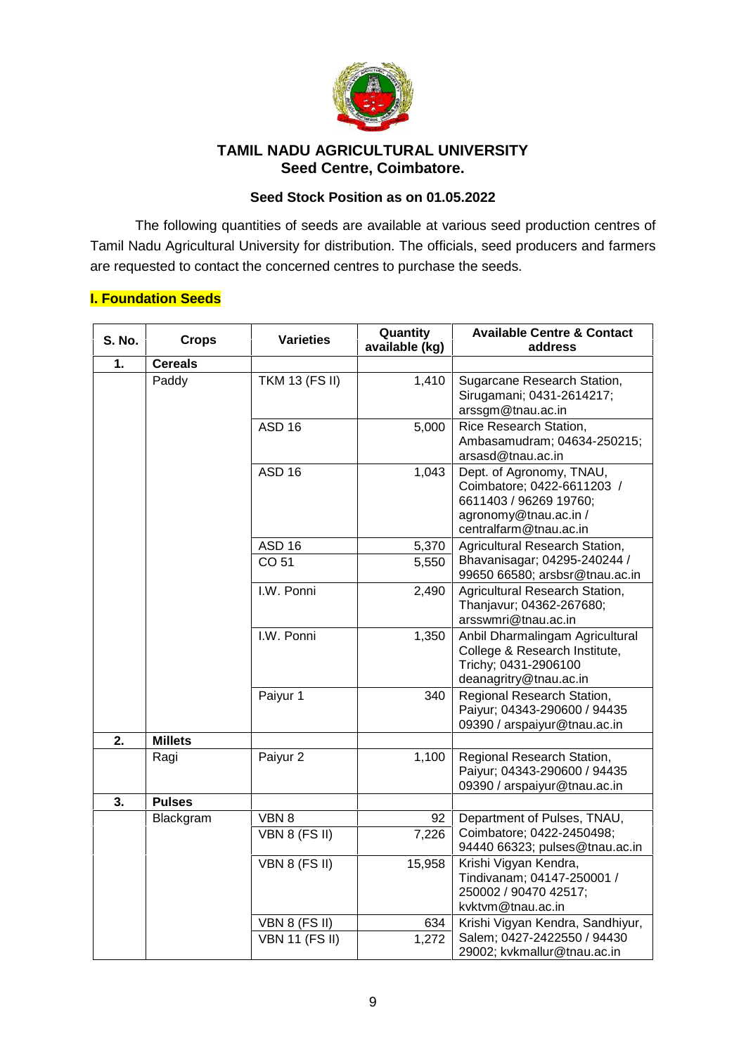**TAMIL NADU AGRICULTURAL UNIVERSITY**
**Seed Centre, Coimbatore.**

**Seed Stock Position as on 01.05.2022**

The following quantities of seeds are available at various seed production centres of Tamil Nadu Agricultural University for distribution. The officials, seed producers and farmers are requested to contact the concerned centres to purchase the seeds.

## I. Foundation Seeds

| S. No. | Crops | Varieties | Quantity available (kg) | Available Centre & Contact address |
|---|---|---|---|---|
| **1.** | **Cereals** | | | |
| | Paddy | TKM 13 (FS II) | 1,410 | Sugarcane Research Station, Sirugamani; 0431-2614217; arssgm@tnau.ac.in |
| | | ASD 16 | 5,000 | Rice Research Station, Ambasamudram; 04634-250215; arsasd@tnau.ac.in |
| | | ASD 16 | 1,043 | Dept. of Agronomy, TNAU, Coimbatore; 0422-6611203 / 6611403 / 96269 19760; agronomy@tnau.ac.in / centralfarm@tnau.ac.in |
| | | ASD 16 | 5,370 | Agricultural Research Station, Bhavanisagar; 04295-240244 / 99650 66580; arsbsr@tnau.ac.in |
| | | CO 51 | 5,550 | |
| | | I.W. Ponni | 2,490 | Agricultural Research Station, Thanjavur; 04362-267680; arsswmri@tnau.ac.in |
| | | I.W. Ponni | 1,350 | Anbil Dharmalingam Agricultural College & Research Institute, Trichy; 0431-2906100 deanagritry@tnau.ac.in |
| | | Paiyur 1 | 340 | Regional Research Station, Paiyur; 04343-290600 / 94435 09390 / arspaiyur@tnau.ac.in |
| **2.** | **Millets** | | | |
| | Ragi | Paiyur 2 | 1,100 | Regional Research Station, Paiyur; 04343-290600 / 94435 09390 / arspaiyur@tnau.ac.in |
| **3.** | **Pulses** | | | |
| | Blackgram | VBN 8 | 92 | Department of Pulses, TNAU, Coimbatore; 0422-2450498; 94440 66323; pulses@tnau.ac.in |
| | | VBN 8 (FS II) | 7,226 | |
| | | VBN 8 (FS II) | 15,958 | Krishi Vigyan Kendra, Tindivanam; 04147-250001 / 250002 / 90470 42517; kvktvm@tnau.ac.in |
| | | VBN 8 (FS II) | 634 | Krishi Vigyan Kendra, Sandhiyur, Salem; 0427-2422550 / 94430 29002; kvkmallur@tnau.ac.in |
| | | VBN 11 (FS II) | 1,272 | |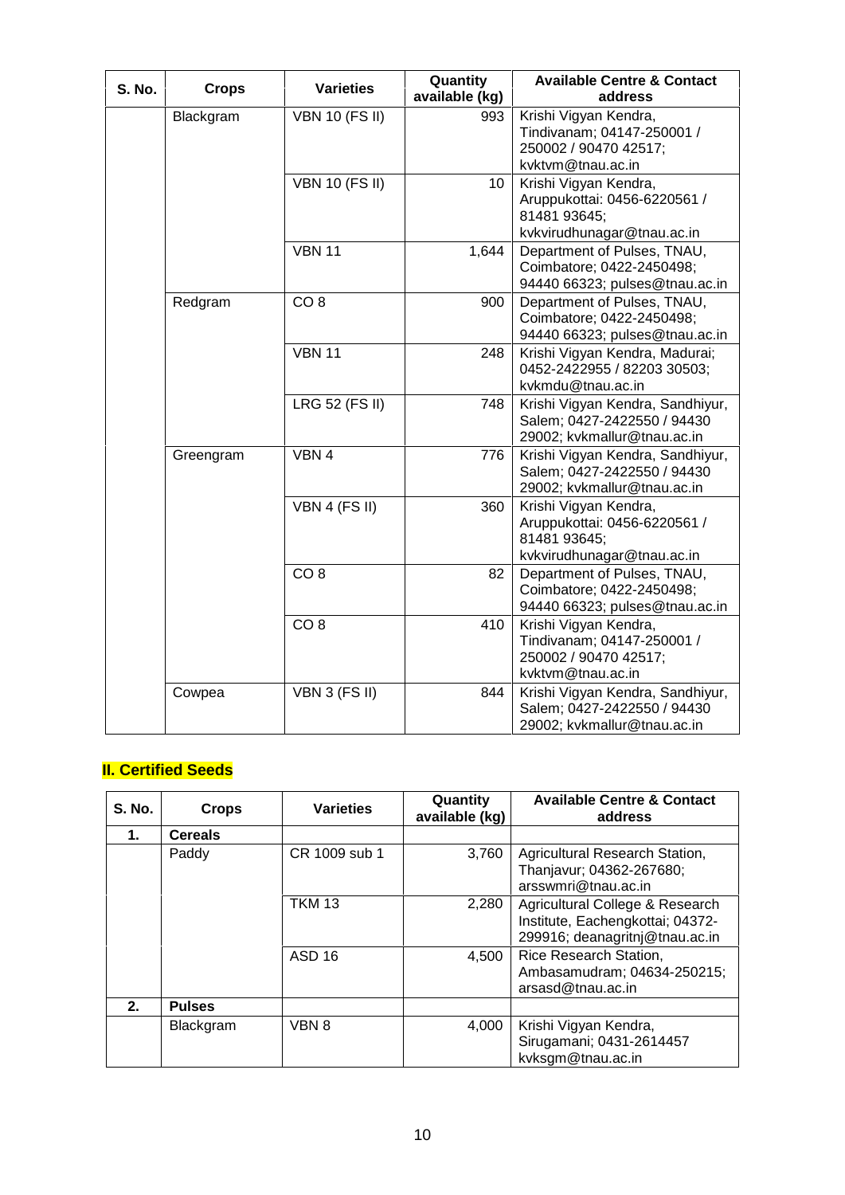| S. No. | Crops | Varieties | Quantity available (kg) | Available Centre & Contact address |
|---|---|---|---|---|
| | Blackgram | VBN 10 (FS II) | 993 | Krishi Vigyan Kendra, Tindivanam; 04147-250001 / 250002 / 90470 42517; kvktvm@tnau.ac.in |
| | | VBN 10 (FS II) | 10 | Krishi Vigyan Kendra, Aruppukottai: 0456-6220561 / 81481 93645; kvkvirudhunagar@tnau.ac.in |
| | | VBN 11 | 1,644 | Department of Pulses, TNAU, Coimbatore; 0422-2450498; 94440 66323; pulses@tnau.ac.in |
| | Redgram | CO 8 | 900 | Department of Pulses, TNAU, Coimbatore; 0422-2450498; 94440 66323; pulses@tnau.ac.in |
| | | VBN 11 | 248 | Krishi Vigyan Kendra, Madurai; 0452-2422955 / 82203 30503; kvkmdu@tnau.ac.in |
| | | LRG 52 (FS II) | 748 | Krishi Vigyan Kendra, Sandhiyur, Salem; 0427-2422550 / 94430 29002; kvkmallur@tnau.ac.in |
| | Greengram | VBN 4 | 776 | Krishi Vigyan Kendra, Sandhiyur, Salem; 0427-2422550 / 94430 29002; kvkmallur@tnau.ac.in |
| | | VBN 4 (FS II) | 360 | Krishi Vigyan Kendra, Aruppukottai: 0456-6220561 / 81481 93645; kvkvirudhunagar@tnau.ac.in |
| | | CO 8 | 82 | Department of Pulses, TNAU, Coimbatore; 0422-2450498; 94440 66323; pulses@tnau.ac.in |
| | | CO 8 | 410 | Krishi Vigyan Kendra, Tindivanam; 04147-250001 / 250002 / 90470 42517; kvktvm@tnau.ac.in |
| | Cowpea | VBN 3 (FS II) | 844 | Krishi Vigyan Kendra, Sandhiyur, Salem; 0427-2422550 / 94430 29002; kvkmallur@tnau.ac.in |

## II. Certified Seeds

| S. No. | Crops | Varieties | Quantity available (kg) | Available Centre & Contact address |
|---|---|---|---|---|
| **1.** | **Cereals** | | | |
| | Paddy | CR 1009 sub 1 | 3,760 | Agricultural Research Station, Thanjavur; 04362-267680; arsswmri@tnau.ac.in |
| | | TKM 13 | 2,280 | Agricultural College & Research Institute, Eachengkottai; 04372-299916; deanagritnj@tnau.ac.in |
| | | ASD 16 | 4,500 | Rice Research Station, Ambasamudram; 04634-250215; arsasd@tnau.ac.in |
| **2.** | **Pulses** | | | |
| | Blackgram | VBN 8 | 4,000 | Krishi Vigyan Kendra, Sirugamani; 0431-2614457 kvksgm@tnau.ac.in |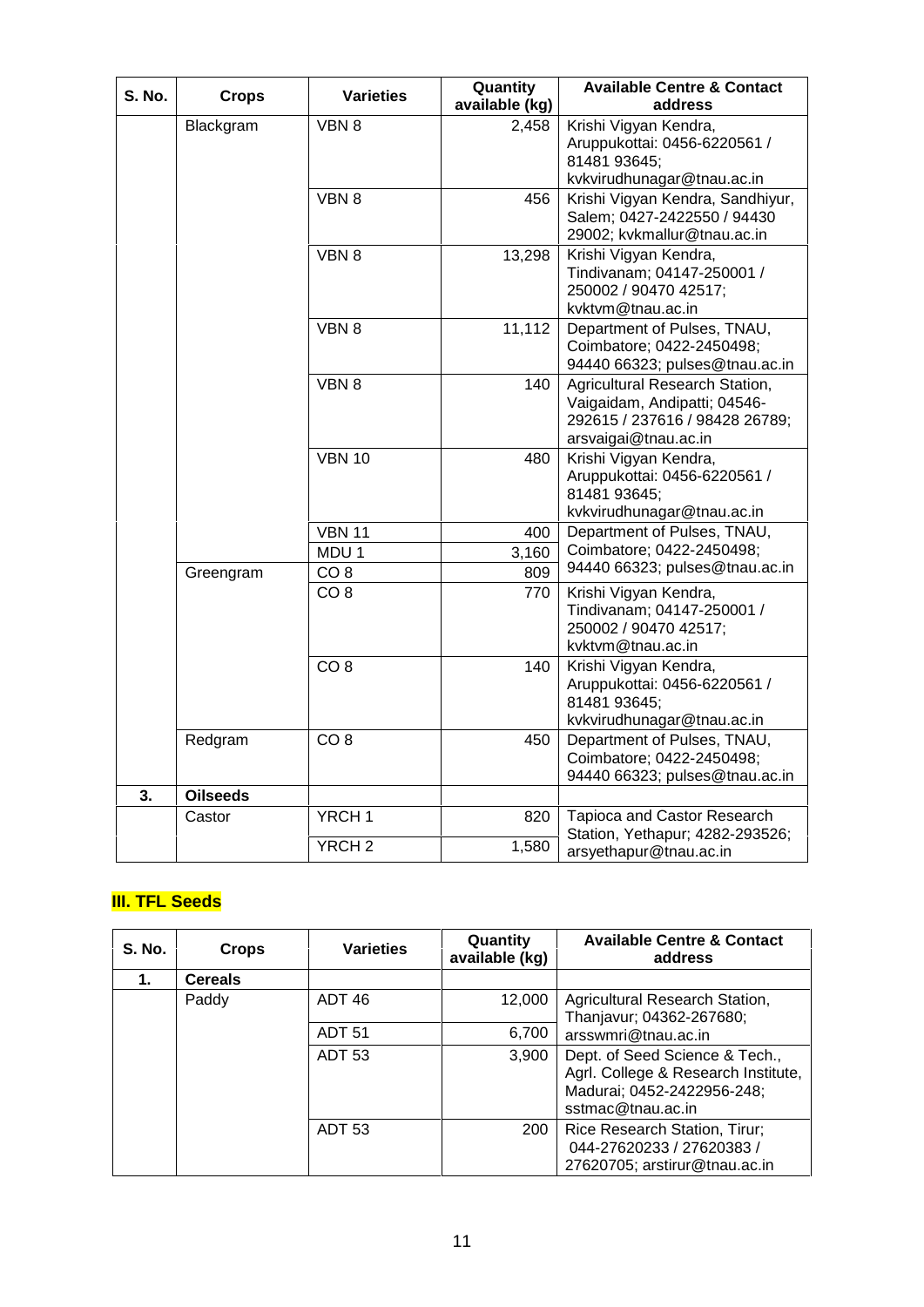| S. No. | Crops | Varieties | Quantity available (kg) | Available Centre & Contact address |
|---|---|---|---|---|
| | Blackgram | VBN 8 | 2,458 | Krishi Vigyan Kendra, Aruppukottai: 0456-6220561 / 81481 93645; kvkvirudhunagar@tnau.ac.in |
| | | VBN 8 | 456 | Krishi Vigyan Kendra, Sandhiyur, Salem; 0427-2422550 / 94430 29002; kvkmallur@tnau.ac.in |
| | | VBN 8 | 13,298 | Krishi Vigyan Kendra, Tindivanam; 04147-250001 / 250002 / 90470 42517; kvktvm@tnau.ac.in |
| | | VBN 8 | 11,112 | Department of Pulses, TNAU, Coimbatore; 0422-2450498; 94440 66323; pulses@tnau.ac.in |
| | | VBN 8 | 140 | Agricultural Research Station, Vaigaidam, Andipatti; 04546-292615 / 237616 / 98428 26789; arsvaigai@tnau.ac.in |
| | | VBN 10 | 480 | Krishi Vigyan Kendra, Aruppukottai: 0456-6220561 / 81481 93645; kvkvirudhunagar@tnau.ac.in |
| | | VBN 11 | 400 | Department of Pulses, TNAU, Coimbatore; 0422-2450498; 94440 66323; pulses@tnau.ac.in |
| | | MDU 1 | 3,160 | |
| | Greengram | CO 8 | 809 | |
| | | CO 8 | 770 | Krishi Vigyan Kendra, Tindivanam; 04147-250001 / 250002 / 90470 42517; kvktvm@tnau.ac.in |
| | | CO 8 | 140 | Krishi Vigyan Kendra, Aruppukottai: 0456-6220561 / 81481 93645; kvkvirudhunagar@tnau.ac.in |
| | Redgram | CO 8 | 450 | Department of Pulses, TNAU, Coimbatore; 0422-2450498; 94440 66323; pulses@tnau.ac.in |
| **3.** | **Oilseeds** | | | |
| | Castor | YRCH 1 | 820 | Tapioca and Castor Research Station, Yethapur; 4282-293526; arsyethapur@tnau.ac.in |
| | | YRCH 2 | 1,580 | |

## III. TFL Seeds

| S. No. | Crops | Varieties | Quantity available (kg) | Available Centre & Contact address |
|---|---|---|---|---|
| **1.** | **Cereals** | | | |
| | Paddy | ADT 46 | 12,000 | Agricultural Research Station, Thanjavur; 04362-267680; arsswmri@tnau.ac.in |
| | | ADT 51 | 6,700 | |
| | | ADT 53 | 3,900 | Dept. of Seed Science & Tech., Agrl. College & Research Institute, Madurai; 0452-2422956-248; sstmac@tnau.ac.in |
| | | ADT 53 | 200 | Rice Research Station, Tirur; 044-27620233 / 27620383 / 27620705; arstirur@tnau.ac.in |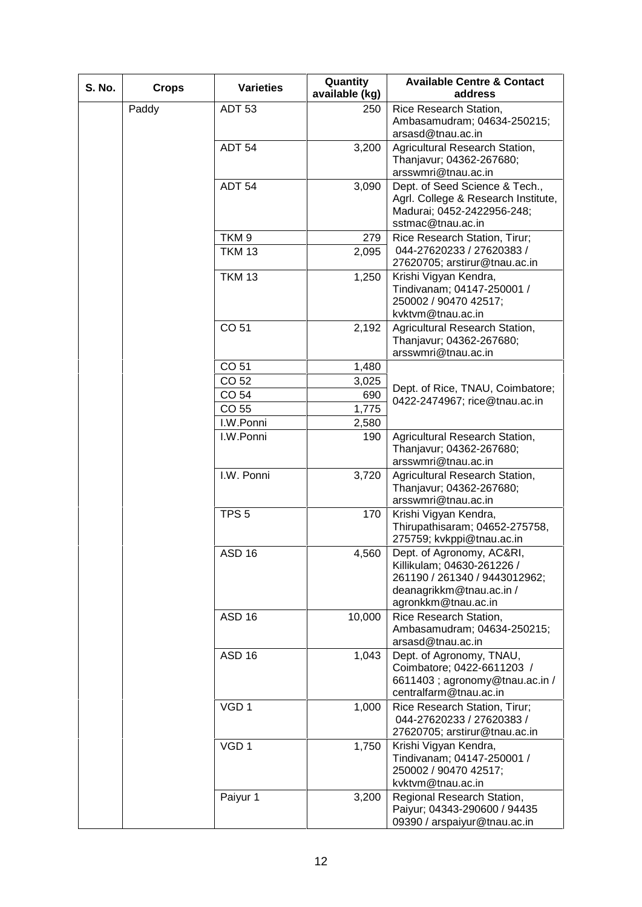| S. No. | Crops | Varieties | Quantity available (kg) | Available Centre & Contact address |
|---|---|---|---|---|
| | Paddy | ADT 53 | 250 | Rice Research Station, Ambasamudram; 04634-250215; arsasd@tnau.ac.in |
| | | ADT 54 | 3,200 | Agricultural Research Station, Thanjavur; 04362-267680; arsswmri@tnau.ac.in |
| | | ADT 54 | 3,090 | Dept. of Seed Science & Tech., Agrl. College & Research Institute, Madurai; 0452-2422956-248; sstmac@tnau.ac.in |
| | | TKM 9 | 279 | Rice Research Station, Tirur; 044-27620233 / 27620383 / 27620705; arstirur@tnau.ac.in |
| | | TKM 13 | 2,095 | |
| | | TKM 13 | 1,250 | Krishi Vigyan Kendra, Tindivanam; 04147-250001 / 250002 / 90470 42517; kvktvm@tnau.ac.in |
| | | CO 51 | 2,192 | Agricultural Research Station, Thanjavur; 04362-267680; arsswmri@tnau.ac.in |
| | | CO 51 | 1,480 | Dept. of Rice, TNAU, Coimbatore; 0422-2474967; rice@tnau.ac.in |
| | | CO 52 | 3,025 | |
| | | CO 54 | 690 | |
| | | CO 55 | 1,775 | |
| | | I.W.Ponni | 2,580 | |
| | | I.W.Ponni | 190 | Agricultural Research Station, Thanjavur; 04362-267680; arsswmri@tnau.ac.in |
| | | I.W. Ponni | 3,720 | Agricultural Research Station, Thanjavur; 04362-267680; arsswmri@tnau.ac.in |
| | | TPS 5 | 170 | Krishi Vigyan Kendra, Thirupathisaram; 04652-275758, 275759; kvkppi@tnau.ac.in |
| | | ASD 16 | 4,560 | Dept. of Agronomy, AC&RI, Killikulam; 04630-261226 / 261190 / 261340 / 9443012962; deanagrikkm@tnau.ac.in / agronkkm@tnau.ac.in |
| | | ASD 16 | 10,000 | Rice Research Station, Ambasamudram; 04634-250215; arsasd@tnau.ac.in |
| | | ASD 16 | 1,043 | Dept. of Agronomy, TNAU, Coimbatore; 0422-6611203 / 6611403 ; agronomy@tnau.ac.in / centralfarm@tnau.ac.in |
| | | VGD 1 | 1,000 | Rice Research Station, Tirur; 044-27620233 / 27620383 / 27620705; arstirur@tnau.ac.in |
| | | VGD 1 | 1,750 | Krishi Vigyan Kendra, Tindivanam; 04147-250001 / 250002 / 90470 42517; kvktvm@tnau.ac.in |
| | | Paiyur 1 | 3,200 | Regional Research Station, Paiyur; 04343-290600 / 94435 09390 / arspaiyur@tnau.ac.in |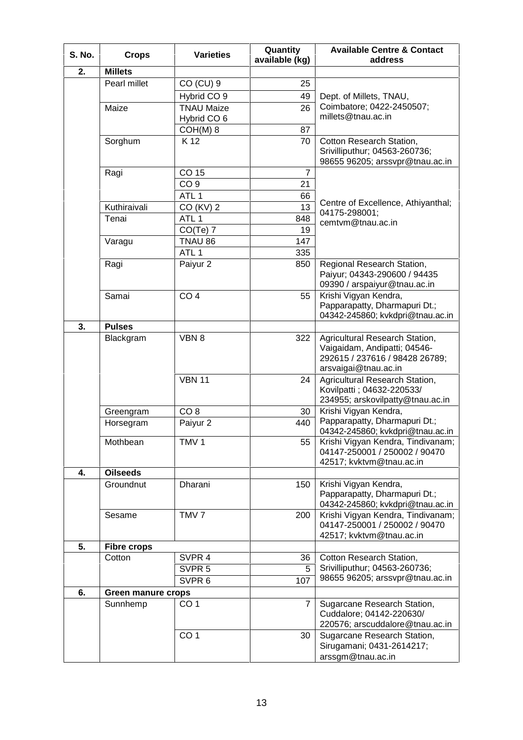| S. No. | Crops | Varieties | Quantity available (kg) | Available Centre & Contact address |
|---|---|---|---|---|
| **2.** | **Millets** | | | |
| | Pearl millet | CO (CU) 9 | 25 | Dept. of Millets, TNAU, Coimbatore; 0422-2450507; millets@tnau.ac.in |
| | | Hybrid CO 9 | 49 | |
| | Maize | TNAU Maize Hybrid CO 6 | 26 | |
| | | COH(M) 8 | 87 | |
| | Sorghum | K 12 | 70 | Cotton Research Station, Srivilliputhur; 04563-260736; 98655 96205; arssvpr@tnau.ac.in |
| | Ragi | CO 15 | 7 | Centre of Excellence, Athiyanthal; 04175-298001; cemtvm@tnau.ac.in |
| | | CO 9 | 21 | |
| | | ATL 1 | 66 | |
| | Kuthiraivali | CO (KV) 2 | 13 | |
| | Tenai | ATL 1 | 848 | |
| | | CO(Te) 7 | 19 | |
| | Varagu | TNAU 86 | 147 | |
| | | ATL 1 | 335 | |
| | Ragi | Paiyur 2 | 850 | Regional Research Station, Paiyur; 04343-290600 / 94435 09390 / arspaiyur@tnau.ac.in |
| | Samai | CO 4 | 55 | Krishi Vigyan Kendra, Papparapatty, Dharmapuri Dt.; 04342-245860; kvkdpri@tnau.ac.in |
| **3.** | **Pulses** | | | |
| | Blackgram | VBN 8 | 322 | Agricultural Research Station, Vaigaidam, Andipatti; 04546-292615 / 237616 / 98428 26789; arsvaigai@tnau.ac.in |
| | | VBN 11 | 24 | Agricultural Research Station, Kovilpatti ; 04632-220533/ 234955; arskovilpatty@tnau.ac.in |
| | Greengram | CO 8 | 30 | Krishi Vigyan Kendra, Papparapatty, Dharmapuri Dt.; 04342-245860; kvkdpri@tnau.ac.in |
| | Horsegram | Paiyur 2 | 440 | |
| | Mothbean | TMV 1 | 55 | Krishi Vigyan Kendra, Tindivanam; 04147-250001 / 250002 / 90470 42517; kvktvm@tnau.ac.in |
| **4.** | **Oilseeds** | | | |
| | Groundnut | Dharani | 150 | Krishi Vigyan Kendra, Papparapatty, Dharmapuri Dt.; 04342-245860; kvkdpri@tnau.ac.in |
| | Sesame | TMV 7 | 200 | Krishi Vigyan Kendra, Tindivanam; 04147-250001 / 250002 / 90470 42517; kvktvm@tnau.ac.in |
| **5.** | **Fibre crops** | | | |
| | Cotton | SVPR 4 | 36 | Cotton Research Station, Srivilliputhur; 04563-260736; 98655 96205; arssvpr@tnau.ac.in |
| | | SVPR 5 | 5 | |
| | | SVPR 6 | 107 | |
| **6.** | **Green manure crops** | | | |
| | Sunnhemp | CO 1 | 7 | Sugarcane Research Station, Cuddalore; 04142-220630/ 220576; arscuddalore@tnau.ac.in |
| | | CO 1 | 30 | Sugarcane Research Station, Sirugamani; 0431-2614217; arssgm@tnau.ac.in |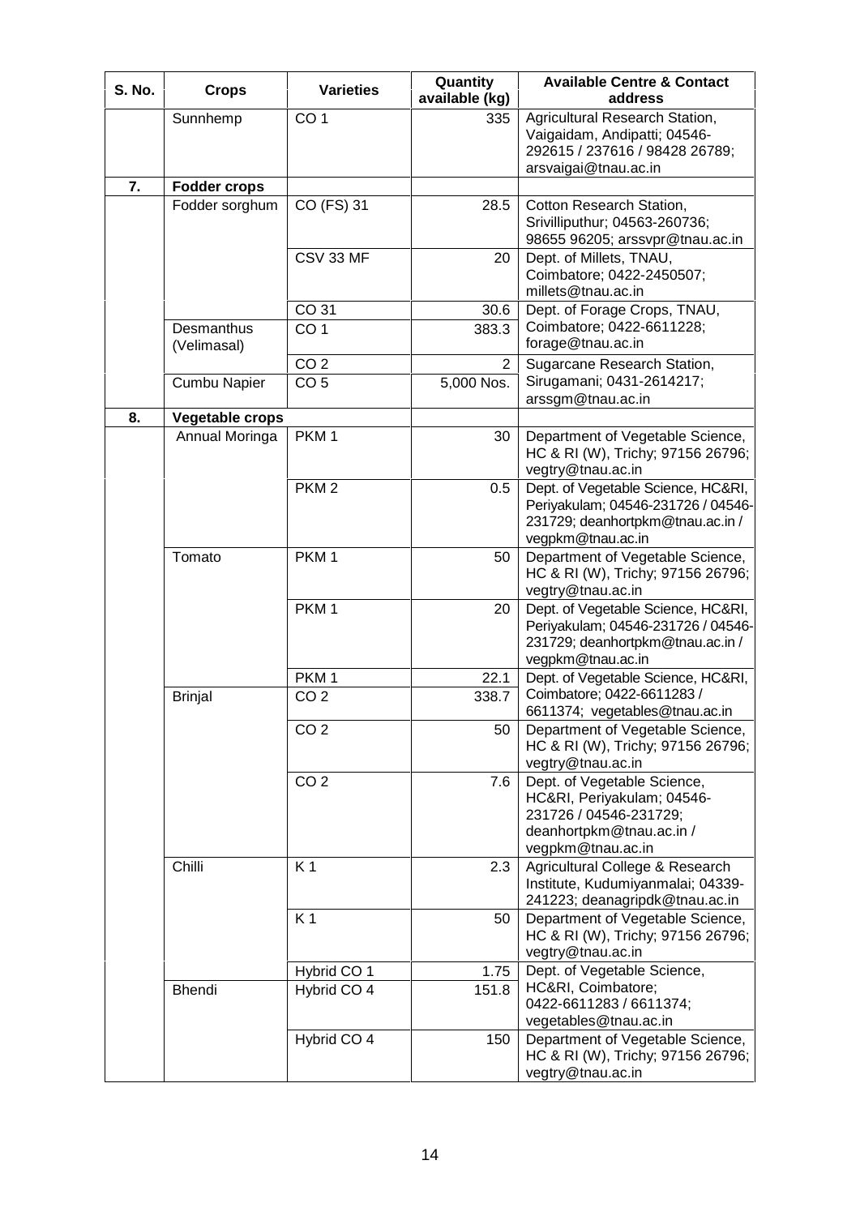| S. No. | Crops | Varieties | Quantity available (kg) | Available Centre & Contact address |
|---|---|---|---|---|
| | Sunnhemp | CO 1 | 335 | Agricultural Research Station, Vaigaidam, Andipatti; 04546-292615 / 237616 / 98428 26789; arsvaigai@tnau.ac.in |
| **7.** | **Fodder crops** | | | |
| | Fodder sorghum | CO (FS) 31 | 28.5 | Cotton Research Station, Srivilliputhur; 04563-260736; 98655 96205; arssvpr@tnau.ac.in |
| | | CSV 33 MF | 20 | Dept. of Millets, TNAU, Coimbatore; 0422-2450507; millets@tnau.ac.in |
| | | CO 31 | 30.6 | Dept. of Forage Crops, TNAU, Coimbatore; 0422-6611228; forage@tnau.ac.in |
| | Desmanthus (Velimasal) | CO 1 | 383.3 | |
| | | CO 2 | 2 | Sugarcane Research Station, Sirugamani; 0431-2614217; arssgm@tnau.ac.in |
| | Cumbu Napier | CO 5 | 5,000 Nos. | |
| **8.** | **Vegetable crops** | | | |
| | Annual Moringa | PKM 1 | 30 | Department of Vegetable Science, HC & RI (W), Trichy; 97156 26796; vegtry@tnau.ac.in |
| | | PKM 2 | 0.5 | Dept. of Vegetable Science, HC&RI, Periyakulam; 04546-231726 / 04546-231729; deanhortpkm@tnau.ac.in / vegpkm@tnau.ac.in |
| | Tomato | PKM 1 | 50 | Department of Vegetable Science, HC & RI (W), Trichy; 97156 26796; vegtry@tnau.ac.in |
| | | PKM 1 | 20 | Dept. of Vegetable Science, HC&RI, Periyakulam; 04546-231726 / 04546-231729; deanhortpkm@tnau.ac.in / vegpkm@tnau.ac.in |
| | | PKM 1 | 22.1 | Dept. of Vegetable Science, HC&RI, Coimbatore; 0422-6611283 / 6611374; vegetables@tnau.ac.in |
| | Brinjal | CO 2 | 338.7 | |
| | | CO 2 | 50 | Department of Vegetable Science, HC & RI (W), Trichy; 97156 26796; vegtry@tnau.ac.in |
| | | CO 2 | 7.6 | Dept. of Vegetable Science, HC&RI, Periyakulam; 04546-231726 / 04546-231729; deanhortpkm@tnau.ac.in / vegpkm@tnau.ac.in |
| | Chilli | K 1 | 2.3 | Agricultural College & Research Institute, Kudumiyanmalai; 04339-241223; deanagripdk@tnau.ac.in |
| | | K 1 | 50 | Department of Vegetable Science, HC & RI (W), Trichy; 97156 26796; vegtry@tnau.ac.in |
| | | Hybrid CO 1 | 1.75 | Dept. of Vegetable Science, HC&RI, Coimbatore; 0422-6611283 / 6611374; vegetables@tnau.ac.in |
| | Bhendi | Hybrid CO 4 | 151.8 | |
| | | Hybrid CO 4 | 150 | Department of Vegetable Science, HC & RI (W), Trichy; 97156 26796; vegtry@tnau.ac.in |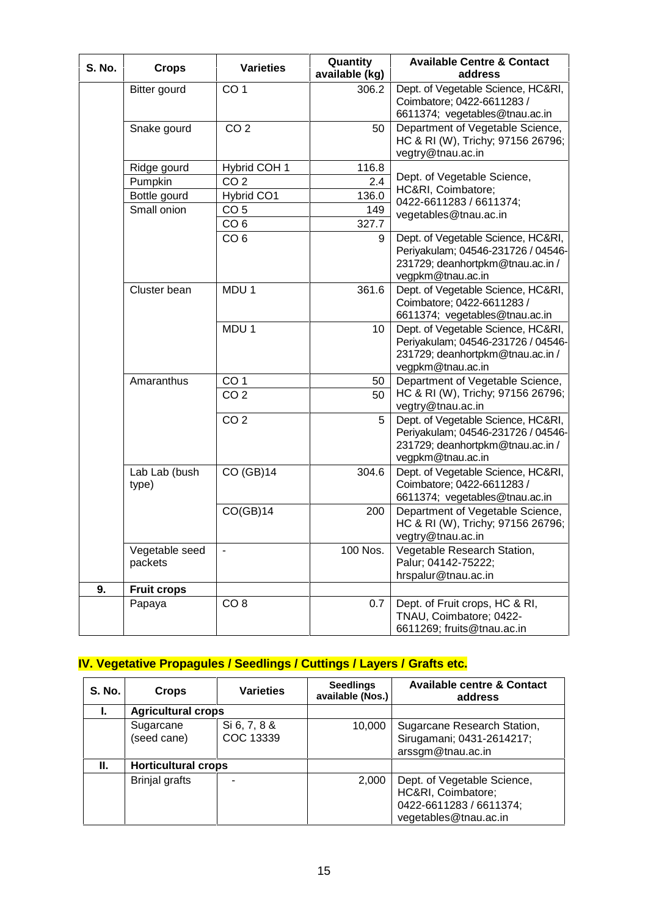| S. No. | Crops | Varieties | Quantity available (kg) | Available Centre & Contact address |
|---|---|---|---|---|
| | Bitter gourd | CO 1 | 306.2 | Dept. of Vegetable Science, HC&RI, Coimbatore; 0422-6611283 / 6611374; vegetables@tnau.ac.in |
| | Snake gourd | CO 2 | 50 | Department of Vegetable Science, HC & RI (W), Trichy; 97156 26796; vegtry@tnau.ac.in |
| | Ridge gourd | Hybrid COH 1 | 116.8 | Dept. of Vegetable Science, HC&RI, Coimbatore; 0422-6611283 / 6611374; vegetables@tnau.ac.in |
| | Pumpkin | CO 2 | 2.4 | |
| | Bottle gourd | Hybrid CO1 | 136.0 | |
| | Small onion | CO 5 | 149 | |
| | | CO 6 | 327.7 | |
| | | CO 6 | 9 | Dept. of Vegetable Science, HC&RI, Periyakulam; 04546-231726 / 04546-231729; deanhortpkm@tnau.ac.in / vegpkm@tnau.ac.in |
| | Cluster bean | MDU 1 | 361.6 | Dept. of Vegetable Science, HC&RI, Coimbatore; 0422-6611283 / 6611374; vegetables@tnau.ac.in |
| | | MDU 1 | 10 | Dept. of Vegetable Science, HC&RI, Periyakulam; 04546-231726 / 04546-231729; deanhortpkm@tnau.ac.in / vegpkm@tnau.ac.in |
| | Amaranthus | CO 1 | 50 | Department of Vegetable Science, HC & RI (W), Trichy; 97156 26796; vegtry@tnau.ac.in |
| | | CO 2 | 50 | |
| | | CO 2 | 5 | Dept. of Vegetable Science, HC&RI, Periyakulam; 04546-231726 / 04546-231729; deanhortpkm@tnau.ac.in / vegpkm@tnau.ac.in |
| | Lab Lab (bush type) | CO (GB)14 | 304.6 | Dept. of Vegetable Science, HC&RI, Coimbatore; 0422-6611283 / 6611374; vegetables@tnau.ac.in |
| | | CO(GB)14 | 200 | Department of Vegetable Science, HC & RI (W), Trichy; 97156 26796; vegtry@tnau.ac.in |
| | Vegetable seed packets | - | 100 Nos. | Vegetable Research Station, Palur; 04142-75222; hrspalur@tnau.ac.in |
| **9.** | **Fruit crops** | | | |
| | Papaya | CO 8 | 0.7 | Dept. of Fruit crops, HC & RI, TNAU, Coimbatore; 0422-6611269; fruits@tnau.ac.in |

## IV. Vegetative Propagules / Seedlings / Cuttings / Layers / Grafts etc.

| S. No. | Crops | Varieties | Seedlings available (Nos.) | Available centre & Contact address |
|---|---|---|---|---|
| **I.** | **Agricultural crops** | | | |
| | Sugarcane (seed cane) | Si 6, 7, 8 & COC 13339 | 10,000 | Sugarcane Research Station, Sirugamani; 0431-2614217; arssgm@tnau.ac.in |
| **II.** | **Horticultural crops** | | | |
| | Brinjal grafts | - | 2,000 | Dept. of Vegetable Science, HC&RI, Coimbatore; 0422-6611283 / 6611374; vegetables@tnau.ac.in |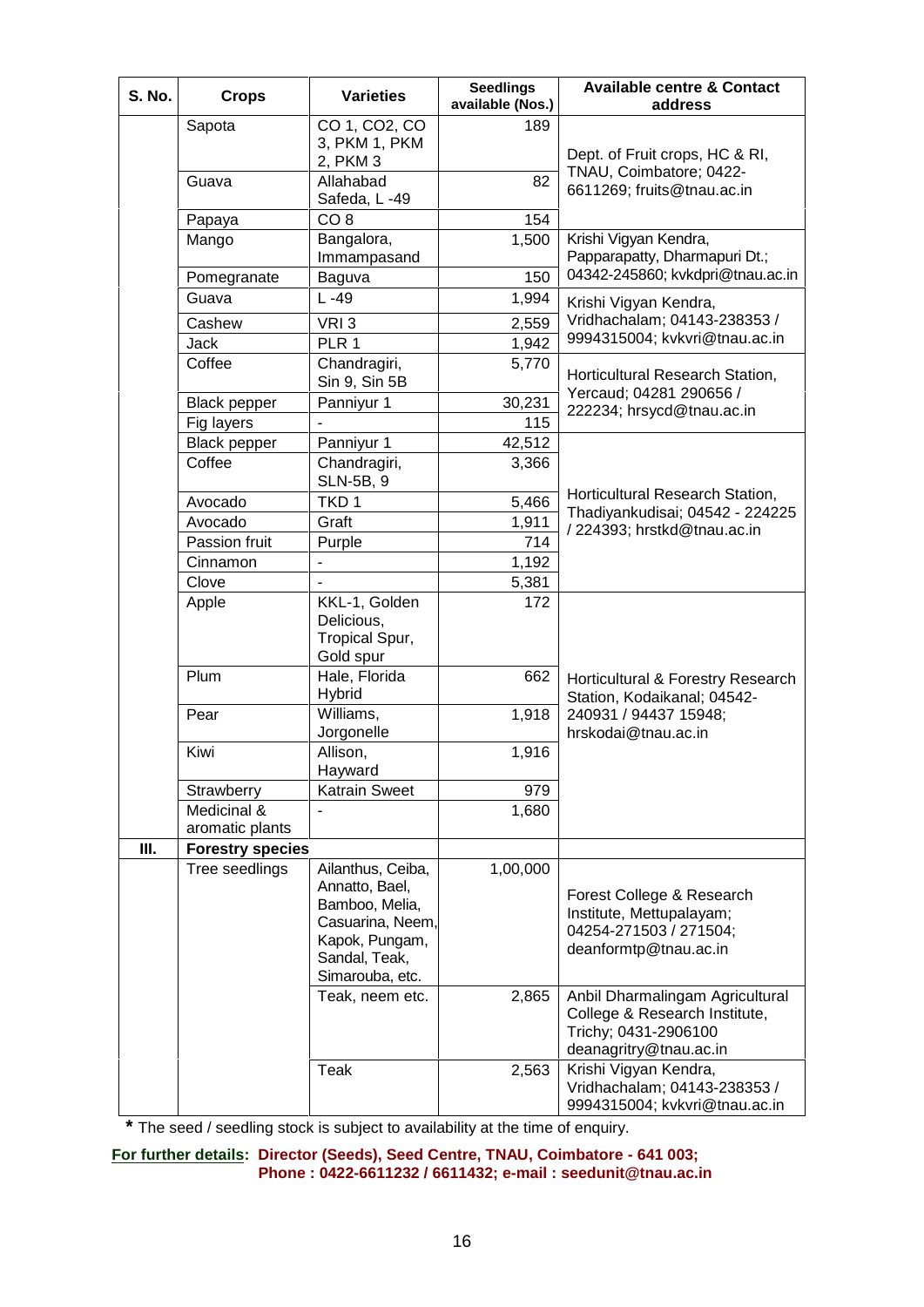| S. No. | Crops | Varieties | Seedlings available (Nos.) | Available centre & Contact address |
|---|---|---|---|---|
| | Sapota | CO 1, CO2, CO 3, PKM 1, PKM 2, PKM 3 | 189 | Dept. of Fruit crops, HC & RI, TNAU, Coimbatore; 0422-6611269; fruits@tnau.ac.in |
| | Guava | Allahabad Safeda, L -49 | 82 | |
| | Papaya | CO 8 | 154 | |
| | Mango | Bangalora, Immampasand | 1,500 | Krishi Vigyan Kendra, Papparapatty, Dharmapuri Dt.; 04342-245860; kvkdpri@tnau.ac.in |
| | Pomegranate | Baguva | 150 | |
| | Guava | L -49 | 1,994 | Krishi Vigyan Kendra, Vridhachalam; 04143-238353 / 9994315004; kvkvri@tnau.ac.in |
| | Cashew | VRI 3 | 2,559 | |
| | Jack | PLR 1 | 1,942 | |
| | Coffee | Chandragiri, Sin 9, Sin 5B | 5,770 | Horticultural Research Station, Yercaud; 04281 290656 / 222234; hrsycd@tnau.ac.in |
| | Black pepper | Panniyur 1 | 30,231 | |
| | Fig layers | - | 115 | |
| | Black pepper | Panniyur 1 | 42,512 | Horticultural Research Station, Thadiyankudisai; 04542 - 224225 / 224393; hrstkd@tnau.ac.in |
| | Coffee | Chandragiri, SLN-5B, 9 | 3,366 | |
| | Avocado | TKD 1 | 5,466 | |
| | Avocado | Graft | 1,911 | |
| | Passion fruit | Purple | 714 | |
| | Cinnamon | - | 1,192 | |
| | Clove | - | 5,381 | |
| | Apple | KKL-1, Golden Delicious, Tropical Spur, Gold spur | 172 | Horticultural & Forestry Research Station, Kodaikanal; 04542-240931 / 94437 15948; hrskodai@tnau.ac.in |
| | Plum | Hale, Florida Hybrid | 662 | |
| | Pear | Williams, Jorgonelle | 1,918 | |
| | Kiwi | Allison, Hayward | 1,916 | |
| | Strawberry | Katrain Sweet | 979 | |
| | Medicinal & aromatic plants | - | 1,680 | |
| **III.** | **Forestry species** | | | |
| | Tree seedlings | Ailanthus, Ceiba, Annatto, Bael, Bamboo, Melia, Casuarina, Neem, Kapok, Pungam, Sandal, Teak, Simarouba, etc. | 1,00,000 | Forest College & Research Institute, Mettupalayam; 04254-271503 / 271504; deanformtp@tnau.ac.in |
| | | Teak, neem etc. | 2,865 | Anbil Dharmalingam Agricultural College & Research Institute, Trichy; 0431-2906100 deanagritry@tnau.ac.in |
| | | Teak | 2,563 | Krishi Vigyan Kendra, Vridhachalam; 04143-238353 / 9994315004; kvkvri@tnau.ac.in |

**\*** The seed / seedling stock is subject to availability at the time of enquiry.

**For further details: Director (Seeds), Seed Centre, TNAU, Coimbatore - 641 003; Phone : 0422-6611232 / 6611432; e-mail : seedunit@tnau.ac.in**